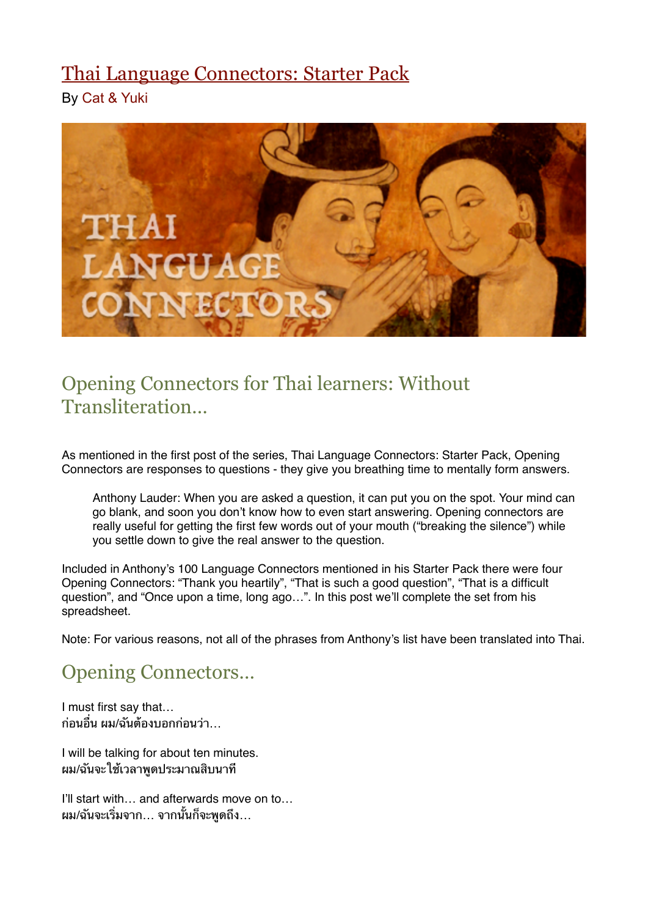# Thai Language Connectors: Starter Pack

By Cat & Yuki

## Opening Connectors for Thai learners: Without Transliteration…

As mentioned in the first post of the series, Thai Language Connectors: Starter Pack, Opening Connectors are responses to questions - they give you breathing time to mentally form answers.

> Anthony Lauder: When you are asked a question, it can put you on the spot. Your mind can go blank, and soon you don't know how to even start answering. Opening connectors are really useful for getting the first few words out of your mouth ("breaking the silence") while you settle down to give the real answer to the question.

Included in Anthony's 100 Language Connectors mentioned in his Starter Pack there were four Opening Connectors: "Thank you heartily", "That is such a good question", "That is a difficult question", and "Once upon a time, long ago…". In this post we'll complete the set from his spreadsheet.

Note: For various reasons, not all of the phrases from Anthony's list have been translated into Thai.

## Opening Connectors…

I must first say that…
ก่อนอื่น ผม/ฉันต้องบอกก่อนว่า…

I will be talking for about ten minutes.
ผม/ฉันจะใช้เวลาพูดประมาณสิบนาที

I'll start with… and afterwards move on to…
ผม/ฉันจะเริ่มจาก… จากนั้นก็จะพูดถึง…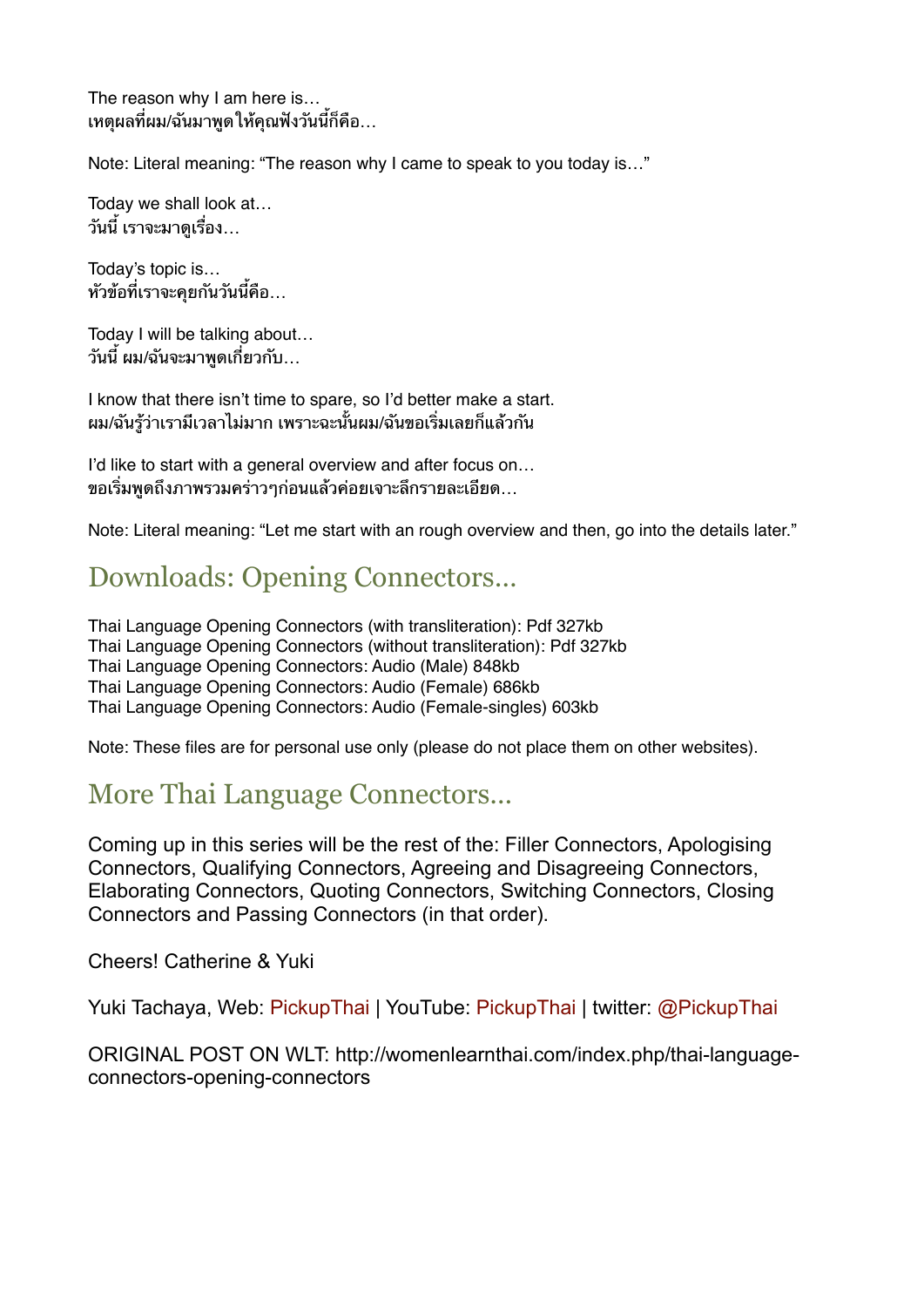The reason why I am here is…
เหตุผลที่ผม/ฉันมาพูดให้คุณฟังวันนี้ก็คือ…

Note: Literal meaning: "The reason why I came to speak to you today is…"

Today we shall look at…
วันนี้ เราจะมาดูเรื่อง…

Today's topic is…
หัวข้อที่เราจะคุยกันวันนี้คือ…

Today I will be talking about…
วันนี้ ผม/ฉันจะมาพูดเกี่ยวกับ…

I know that there isn't time to spare, so I'd better make a start.
ผม/ฉันรู้ว่าเรามีเวลาไม่มาก เพราะฉะนั้นผม/ฉันขอเริ่มเลยก็แล้วกัน

I'd like to start with a general overview and after focus on…
ขอเริ่มพูดถึงภาพรวมคร่าวๆก่อนแล้วค่อยเจาะลึกรายละเอียด…

Note: Literal meaning: "Let me start with an rough overview and then, go into the details later."

## Downloads: Opening Connectors…

Thai Language Opening Connectors (with transliteration): Pdf 327kb
Thai Language Opening Connectors (without transliteration): Pdf 327kb
Thai Language Opening Connectors: Audio (Male) 848kb
Thai Language Opening Connectors: Audio (Female) 686kb
Thai Language Opening Connectors: Audio (Female-singles) 603kb

Note: These files are for personal use only (please do not place them on other websites).

## More Thai Language Connectors…

Coming up in this series will be the rest of the: Filler Connectors, Apologising Connectors, Qualifying Connectors, Agreeing and Disagreeing Connectors, Elaborating Connectors, Quoting Connectors, Switching Connectors, Closing Connectors and Passing Connectors (in that order).

Cheers! Catherine & Yuki

Yuki Tachaya, Web: PickupThai | YouTube: PickupThai | twitter: @PickupThai

ORIGINAL POST ON WLT: http://womenlearnthai.com/index.php/thai-language-connectors-opening-connectors